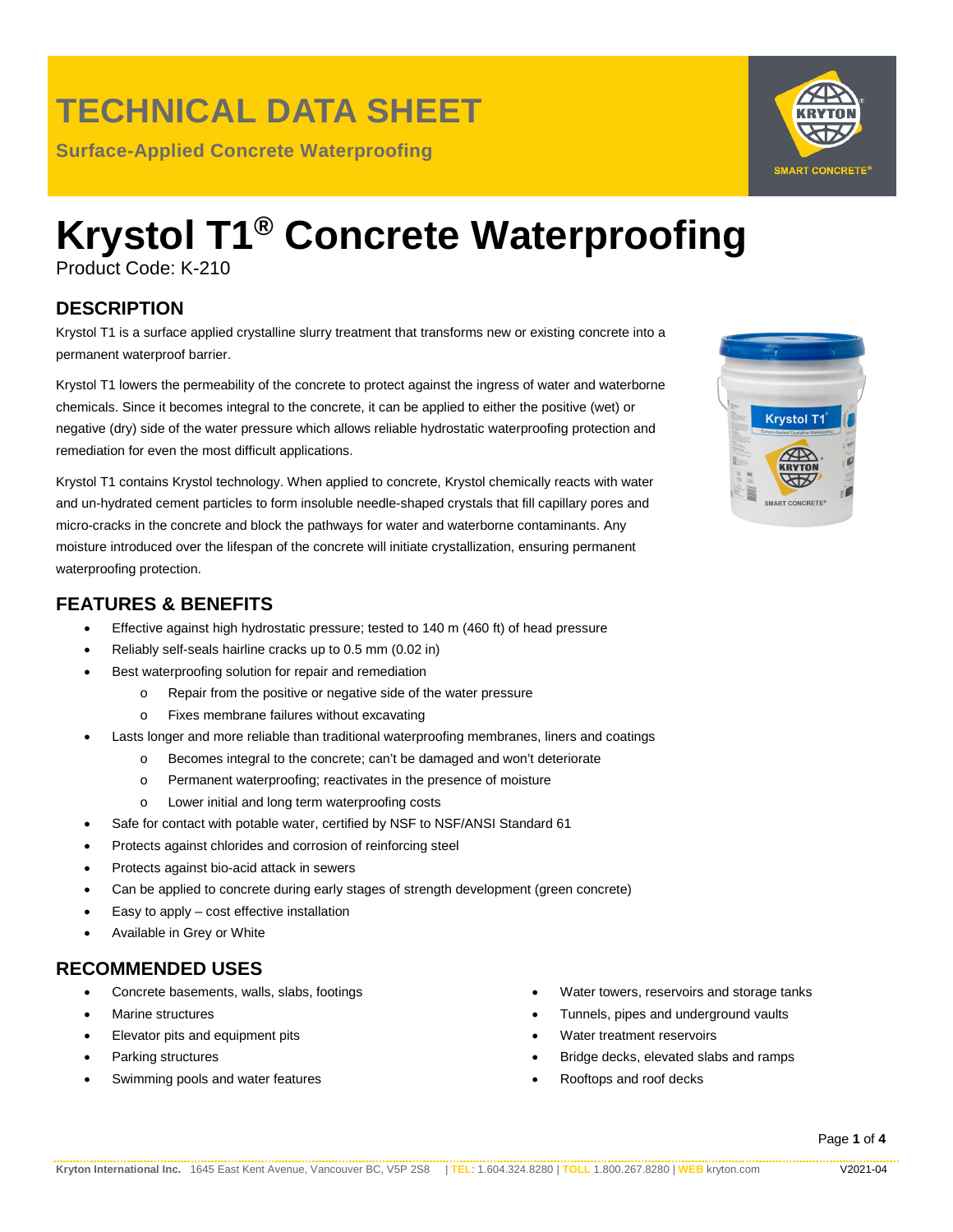# TECHNICAL DATA SHEET

**Surface-Applied Concrete Waterproofing**

# Krystol T1® Concrete Waterproofing

Product Code: K-210

## DESCRIPTION

Krystol T1 is a surface applied crystalline slurry treatment that transforms new or existing concrete into a permanent waterproof barrier.

Krystol T1 lowers the permeability of the concrete to protect against the ingress of water and waterborne chemicals. Since it becomes integral to the concrete, it can be applied to either the positive (wet) or negative (dry) side of the water pressure which allows reliable hydrostatic waterproofing protection and remediation for even the most difficult applications.

Krystol T1 contains Krystol technology. When applied to concrete, Krystol chemically reacts with water and un-hydrated cement particles to form insoluble needle-shaped crystals that fill capillary pores and micro-cracks in the concrete and block the pathways for water and waterborne contaminants. Any moisture introduced over the lifespan of the concrete will initiate crystallization, ensuring permanent waterproofing protection.

## FEATURES & BENEFITS

- Effective against high hydrostatic pressure; tested to 140 m (460 ft) of head pressure
- Reliably self-seals hairline cracks up to 0.5 mm (0.02 in)
- Best waterproofing solution for repair and remediation
  - Repair from the positive or negative side of the water pressure
  - Fixes membrane failures without excavating
- Lasts longer and more reliable than traditional waterproofing membranes, liners and coatings
  - Becomes integral to the concrete; can't be damaged and won't deteriorate
  - Permanent waterproofing; reactivates in the presence of moisture
  - Lower initial and long term waterproofing costs
- Safe for contact with potable water, certified by NSF to NSF/ANSI Standard 61
- Protects against chlorides and corrosion of reinforcing steel
- Protects against bio-acid attack in sewers
- Can be applied to concrete during early stages of strength development (green concrete)
- Easy to apply – cost effective installation
- Available in Grey or White

## RECOMMENDED USES

- Concrete basements, walls, slabs, footings
- Marine structures
- Elevator pits and equipment pits
- Parking structures
- Swimming pools and water features
- Water towers, reservoirs and storage tanks
- Tunnels, pipes and underground vaults
- Water treatment reservoirs
- Bridge decks, elevated slabs and ramps
- Rooftops and roof decks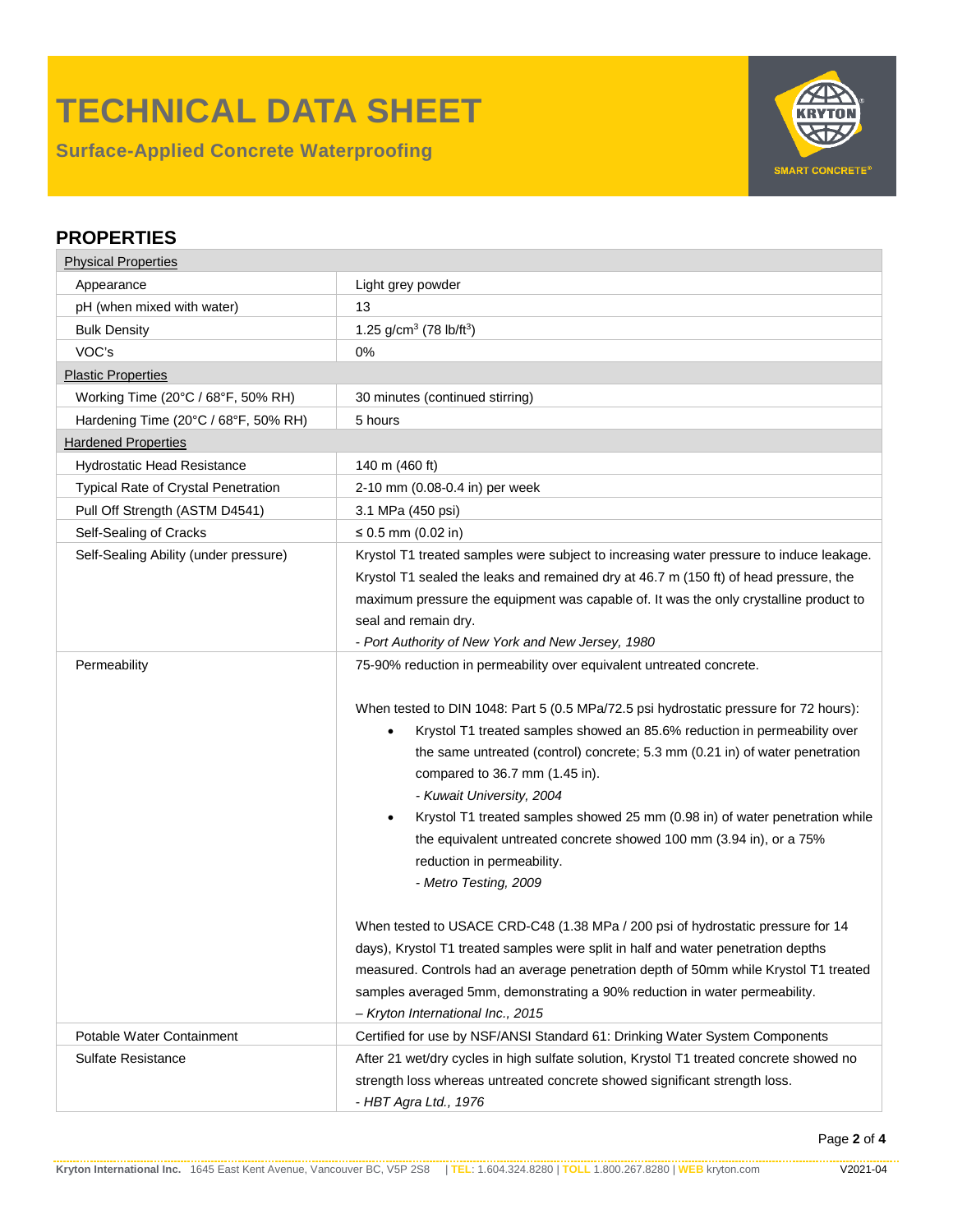# TECHNICAL DATA SHEET

**Surface-Applied Concrete Waterproofing**

## PROPERTIES

| Property | Value |
|---|---|
| **Physical Properties** | |
| Appearance | Light grey powder |
| pH (when mixed with water) | 13 |
| Bulk Density | 1.25 g/cm$^3$ (78 lb/ft$^3$) |
| VOC's | 0% |
| **Plastic Properties** | |
| Working Time (20°C / 68°F, 50% RH) | 30 minutes (continued stirring) |
| Hardening Time (20°C / 68°F, 50% RH) | 5 hours |
| **Hardened Properties** | |
| Hydrostatic Head Resistance | 140 m (460 ft) |
| Typical Rate of Crystal Penetration | 2-10 mm (0.08-0.4 in) per week |
| Pull Off Strength (ASTM D4541) | 3.1 MPa (450 psi) |
| Self-Sealing of Cracks | ≤ 0.5 mm (0.02 in) |
| Self-Sealing Ability (under pressure) | Krystol T1 treated samples were subject to increasing water pressure to induce leakage. Krystol T1 sealed the leaks and remained dry at 46.7 m (150 ft) of head pressure, the maximum pressure the equipment was capable of. It was the only crystalline product to seal and remain dry. *- Port Authority of New York and New Jersey, 1980* |
| Permeability | 75-90% reduction in permeability over equivalent untreated concrete. <br><br> When tested to DIN 1048: Part 5 (0.5 MPa/72.5 psi hydrostatic pressure for 72 hours): <br> • Krystol T1 treated samples showed an 85.6% reduction in permeability over the same untreated (control) concrete; 5.3 mm (0.21 in) of water penetration compared to 36.7 mm (1.45 in). *- Kuwait University, 2004* <br> • Krystol T1 treated samples showed 25 mm (0.98 in) of water penetration while the equivalent untreated concrete showed 100 mm (3.94 in), or a 75% reduction in permeability. *- Metro Testing, 2009* <br><br> When tested to USACE CRD-C48 (1.38 MPa / 200 psi of hydrostatic pressure for 14 days), Krystol T1 treated samples were split in half and water penetration depths measured. Controls had an average penetration depth of 50mm while Krystol T1 treated samples averaged 5mm, demonstrating a 90% reduction in water permeability. *– Kryton International Inc., 2015* |
| Potable Water Containment | Certified for use by NSF/ANSI Standard 61: Drinking Water System Components |
| Sulfate Resistance | After 21 wet/dry cycles in high sulfate solution, Krystol T1 treated concrete showed no strength loss whereas untreated concrete showed significant strength loss. *- HBT Agra Ltd., 1976* |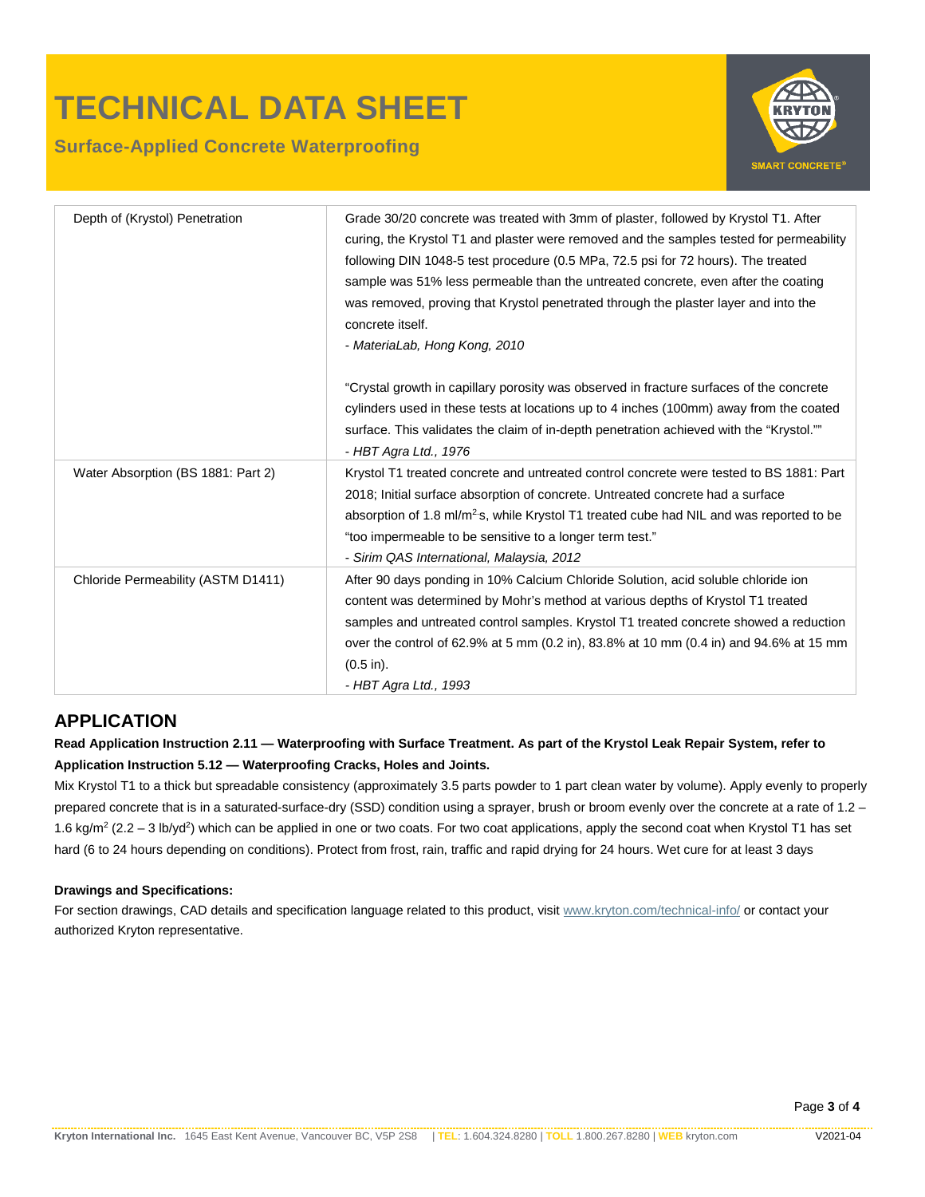| | |
|---|---|
| Depth of (Krystol) Penetration | Grade 30/20 concrete was treated with 3mm of plaster, followed by Krystol T1. After curing, the Krystol T1 and plaster were removed and the samples tested for permeability following DIN 1048-5 test procedure (0.5 MPa, 72.5 psi for 72 hours). The treated sample was 51% less permeable than the untreated concrete, even after the coating was removed, proving that Krystol penetrated through the plaster layer and into the concrete itself.<br>*- MateriaLab, Hong Kong, 2010*<br><br>"Crystal growth in capillary porosity was observed in fracture surfaces of the concrete cylinders used in these tests at locations up to 4 inches (100mm) away from the coated surface. This validates the claim of in-depth penetration achieved with the "Krystol.""<br>*- HBT Agra Ltd., 1976* |
| Water Absorption (BS 1881: Part 2) | Krystol T1 treated concrete and untreated control concrete were tested to BS 1881: Part 2018; Initial surface absorption of concrete. Untreated concrete had a surface absorption of 1.8 ml/m$^2$·s, while Krystol T1 treated cube had NIL and was reported to be "too impermeable to be sensitive to a longer term test."<br>*- Sirim QAS International, Malaysia, 2012* |
| Chloride Permeability (ASTM D1411) | After 90 days ponding in 10% Calcium Chloride Solution, acid soluble chloride ion content was determined by Mohr's method at various depths of Krystol T1 treated samples and untreated control samples. Krystol T1 treated concrete showed a reduction over the control of 62.9% at 5 mm (0.2 in), 83.8% at 10 mm (0.4 in) and 94.6% at 15 mm (0.5 in).<br>*- HBT Agra Ltd., 1993* |

## APPLICATION

**Read Application Instruction 2.11 — Waterproofing with Surface Treatment. As part of the Krystol Leak Repair System, refer to Application Instruction 5.12 — Waterproofing Cracks, Holes and Joints.**

Mix Krystol T1 to a thick but spreadable consistency (approximately 3.5 parts powder to 1 part clean water by volume). Apply evenly to properly prepared concrete that is in a saturated-surface-dry (SSD) condition using a sprayer, brush or broom evenly over the concrete at a rate of 1.2 – 1.6 kg/m$^2$ (2.2 – 3 lb/yd$^2$) which can be applied in one or two coats. For two coat applications, apply the second coat when Krystol T1 has set hard (6 to 24 hours depending on conditions). Protect from frost, rain, traffic and rapid drying for 24 hours. Wet cure for at least 3 days

### Drawings and Specifications:

For section drawings, CAD details and specification language related to this product, visit www.kryton.com/technical-info/ or contact your authorized Kryton representative.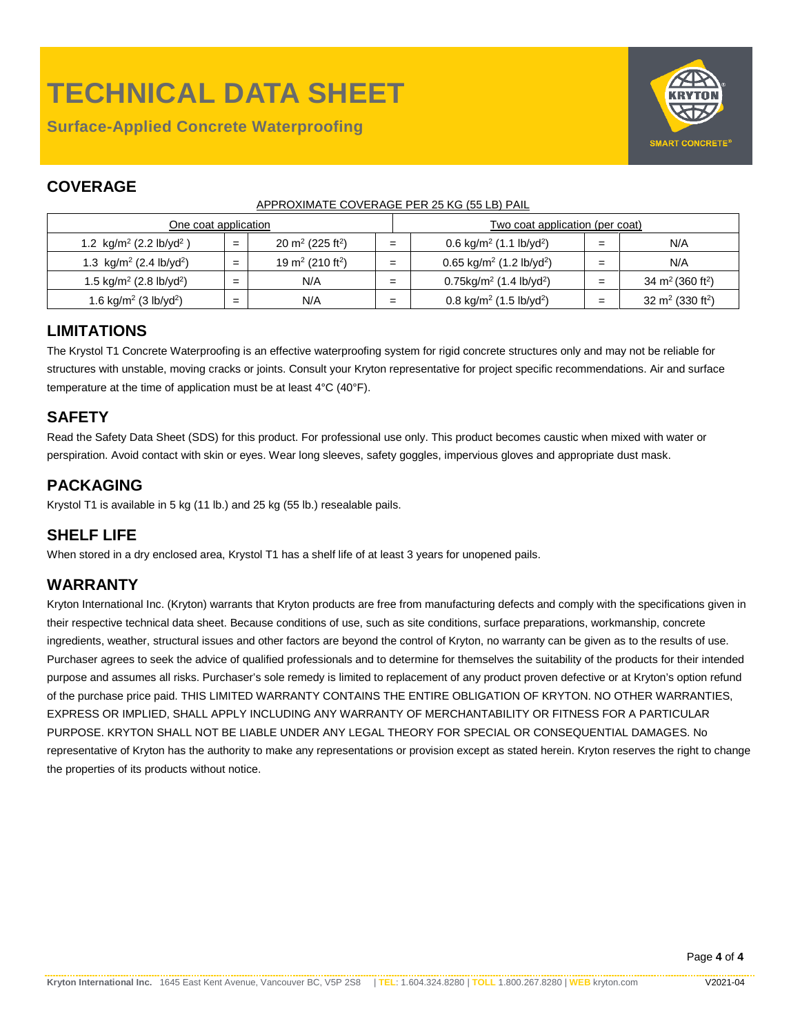# TECHNICAL DATA SHEET

**Surface-Applied Concrete Waterproofing**

## COVERAGE

APPROXIMATE COVERAGE PER 25 KG (55 LB) PAIL

| One coat application | | | | Two coat application (per coat) | | |
|---|---|---|---|---|---|---|
| 1.2 kg/m$^2$ (2.2 lb/yd$^2$) | = | 20 m$^2$ (225 ft$^2$) | = | 0.6 kg/m$^2$ (1.1 lb/yd$^2$) | = | N/A |
| 1.3 kg/m$^2$ (2.4 lb/yd$^2$) | = | 19 m$^2$ (210 ft$^2$) | = | 0.65 kg/m$^2$ (1.2 lb/yd$^2$) | = | N/A |
| 1.5 kg/m$^2$ (2.8 lb/yd$^2$) | = | N/A | = | 0.75kg/m$^2$ (1.4 lb/yd$^2$) | = | 34 m$^2$ (360 ft$^2$) |
| 1.6 kg/m$^2$ (3 lb/yd$^2$) | = | N/A | = | 0.8 kg/m$^2$ (1.5 lb/yd$^2$) | = | 32 m$^2$ (330 ft$^2$) |

## LIMITATIONS

The Krystol T1 Concrete Waterproofing is an effective waterproofing system for rigid concrete structures only and may not be reliable for structures with unstable, moving cracks or joints. Consult your Kryton representative for project specific recommendations. Air and surface temperature at the time of application must be at least 4°C (40°F).

## SAFETY

Read the Safety Data Sheet (SDS) for this product. For professional use only. This product becomes caustic when mixed with water or perspiration. Avoid contact with skin or eyes. Wear long sleeves, safety goggles, impervious gloves and appropriate dust mask.

## PACKAGING

Krystol T1 is available in 5 kg (11 lb.) and 25 kg (55 lb.) resealable pails.

## SHELF LIFE

When stored in a dry enclosed area, Krystol T1 has a shelf life of at least 3 years for unopened pails.

## WARRANTY

Kryton International Inc. (Kryton) warrants that Kryton products are free from manufacturing defects and comply with the specifications given in their respective technical data sheet. Because conditions of use, such as site conditions, surface preparations, workmanship, concrete ingredients, weather, structural issues and other factors are beyond the control of Kryton, no warranty can be given as to the results of use. Purchaser agrees to seek the advice of qualified professionals and to determine for themselves the suitability of the products for their intended purpose and assumes all risks. Purchaser's sole remedy is limited to replacement of any product proven defective or at Kryton's option refund of the purchase price paid. THIS LIMITED WARRANTY CONTAINS THE ENTIRE OBLIGATION OF KRYTON. NO OTHER WARRANTIES, EXPRESS OR IMPLIED, SHALL APPLY INCLUDING ANY WARRANTY OF MERCHANTABILITY OR FITNESS FOR A PARTICULAR PURPOSE. KRYTON SHALL NOT BE LIABLE UNDER ANY LEGAL THEORY FOR SPECIAL OR CONSEQUENTIAL DAMAGES. No representative of Kryton has the authority to make any representations or provision except as stated herein. Kryton reserves the right to change the properties of its products without notice.